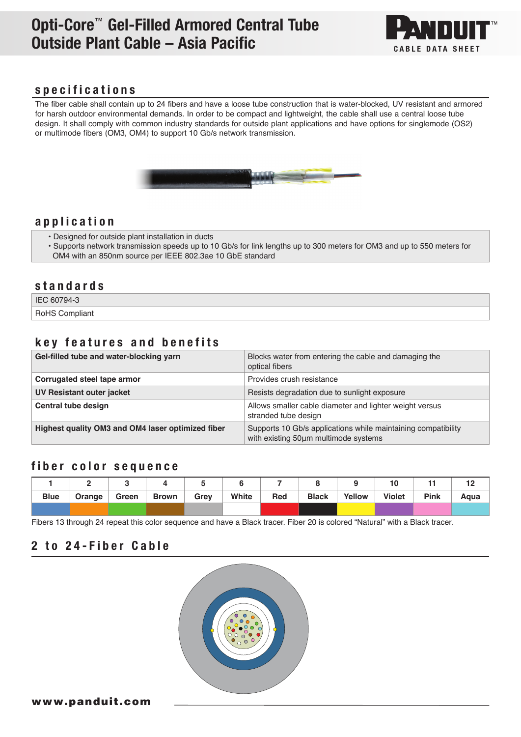# Opti-Core™ Gel-Filled Armored Central Tube Outside Plant Cable – Asia Pacific

PANDUIT™ CABLE DATA SHEET

## specifications

The fiber cable shall contain up to 24 fibers and have a loose tube construction that is water-blocked, UV resistant and armored for harsh outdoor environmental demands. In order to be compact and lightweight, the cable shall use a central loose tube design. It shall comply with common industry standards for outside plant applications and have options for singlemode (OS2) or multimode fibers (OM3, OM4) to support 10 Gb/s network transmission.

## application

- Designed for outside plant installation in ducts
- Supports network transmission speeds up to 10 Gb/s for link lengths up to 300 meters for OM3 and up to 550 meters for OM4 with an 850nm source per IEEE 802.3ae 10 GbE standard

## standards

| |
|---|
| IEC 60794-3 |
| RoHS Compliant |

## key features and benefits

| | |
|---|---|
| **Gel-filled tube and water-blocking yarn** | Blocks water from entering the cable and damaging the optical fibers |
| **Corrugated steel tape armor** | Provides crush resistance |
| **UV Resistant outer jacket** | Resists degradation due to sunlight exposure |
| **Central tube design** | Allows smaller cable diameter and lighter weight versus stranded tube design |
| **Highest quality OM3 and OM4 laser optimized fiber** | Supports 10 Gb/s applications while maintaining compatibility with existing 50µm multimode systems |

## fiber color sequence

| 1 | 2 | 3 | 4 | 5 | 6 | 7 | 8 | 9 | 10 | 11 | 12 |
|---|---|---|---|---|---|---|---|---|---|---|---|
| Blue | Orange | Green | Brown | Grey | White | Red | Black | Yellow | Violet | Pink | Aqua |

Fibers 13 through 24 repeat this color sequence and have a Black tracer. Fiber 20 is colored "Natural" with a Black tracer.

## 2 to 24-Fiber Cable

www.panduit.com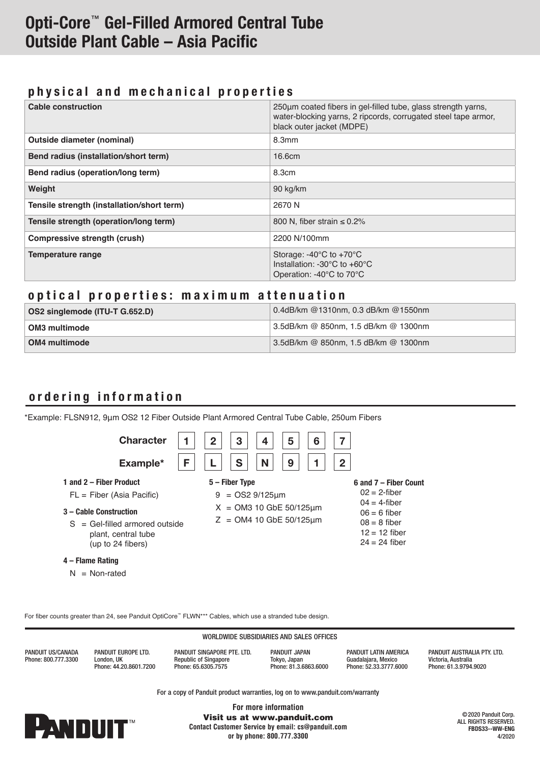# Opti-Core™ Gel-Filled Armored Central Tube Outside Plant Cable – Asia Pacific

## physical and mechanical properties

| | |
|---|---|
| **Cable construction** | 250µm coated fibers in gel-filled tube, glass strength yarns, water-blocking yarns, 2 ripcords, corrugated steel tape armor, black outer jacket (MDPE) |
| **Outside diameter (nominal)** | 8.3mm |
| **Bend radius (installation/short term)** | 16.6cm |
| **Bend radius (operation/long term)** | 8.3cm |
| **Weight** | 90 kg/km |
| **Tensile strength (installation/short term)** | 2670 N |
| **Tensile strength (operation/long term)** | 800 N, fiber strain ≤ 0.2% |
| **Compressive strength (crush)** | 2200 N/100mm |
| **Temperature range** | Storage: -40°C to +70°C<br>Installation: -30°C to +60°C<br>Operation: -40°C to 70°C |

## optical properties: maximum attenuation

| | |
|---|---|
| **OS2 singlemode (ITU-T G.652.D)** | 0.4dB/km @1310nm, 0.3 dB/km @1550nm |
| **OM3 multimode** | 3.5dB/km @ 850nm, 1.5 dB/km @ 1300nm |
| **OM4 multimode** | 3.5dB/km @ 850nm, 1.5 dB/km @ 1300nm |

## ordering information

*Example: FLSN912, 9µm OS2 12 Fiber Outside Plant Armored Central Tube Cable, 250um Fibers

| Character | 1 | 2 | 3 | 4 | 5 | 6 | 7 |
|---|---|---|---|---|---|---|---|
| Example* | F | L | S | N | 9 | 1 | 2 |

**1 and 2 – Fiber Product**

FL = Fiber (Asia Pacific)

**3 – Cable Construction**

S = Gel-filled armored outside plant, central tube (up to 24 fibers)

**4 – Flame Rating**

N = Non-rated

**5 – Fiber Type**

9 = OS2 9/125µm

X = OM3 10 GbE 50/125µm

Z = OM4 10 GbE 50/125µm

**6 and 7 – Fiber Count**

02 = 2-fiber

04 = 4-fiber

06 = 6 fiber

08 = 8 fiber

12 = 12 fiber

24 = 24 fiber

For fiber counts greater than 24, see Panduit OptiCore™ FLWN*** Cables, which use a stranded tube design.

WORLDWIDE SUBSIDIARIES AND SALES OFFICES

PANDUIT US/CANADA
Phone: 800.777.3300

PANDUIT EUROPE LTD.
London, UK
Phone: 44.20.8601.7200

PANDUIT SINGAPORE PTE. LTD.
Republic of Singapore
Phone: 65.6305.7575

PANDUIT JAPAN
Tokyo, Japan
Phone: 81.3.6863.6000

PANDUIT LATIN AMERICA
Guadalajara, Mexico
Phone: 52.33.3777.6000

PANDUIT AUSTRALIA PTY. LTD.
Victoria, Australia
Phone: 61.3.9794.9020

For a copy of Panduit product warranties, log on to www.panduit.com/warranty

PANDUIT™

For more information
**Visit us at www.panduit.com**
Contact Customer Service by email: cs@panduit.com
or by phone: 800.777.3300

©2020 Panduit Corp.
ALL RIGHTS RESERVED.
FBDS33--WW-ENG
4/2020